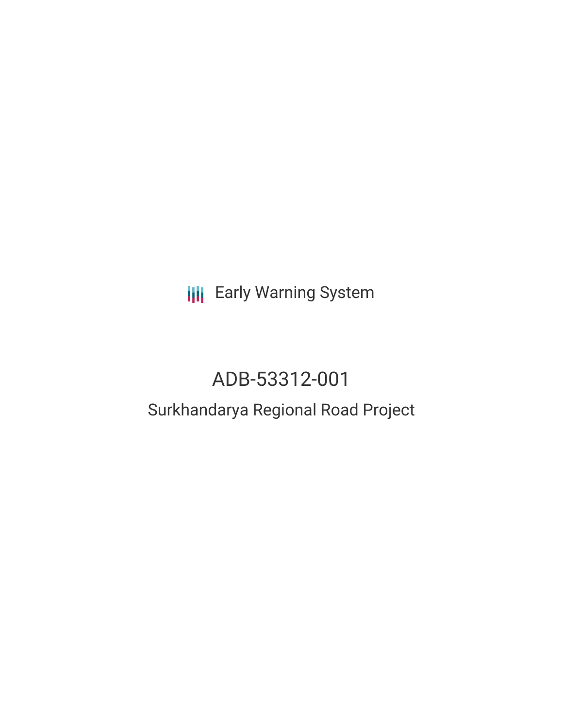Early Warning System

# ADB-53312-001

## Surkhandarya Regional Road Project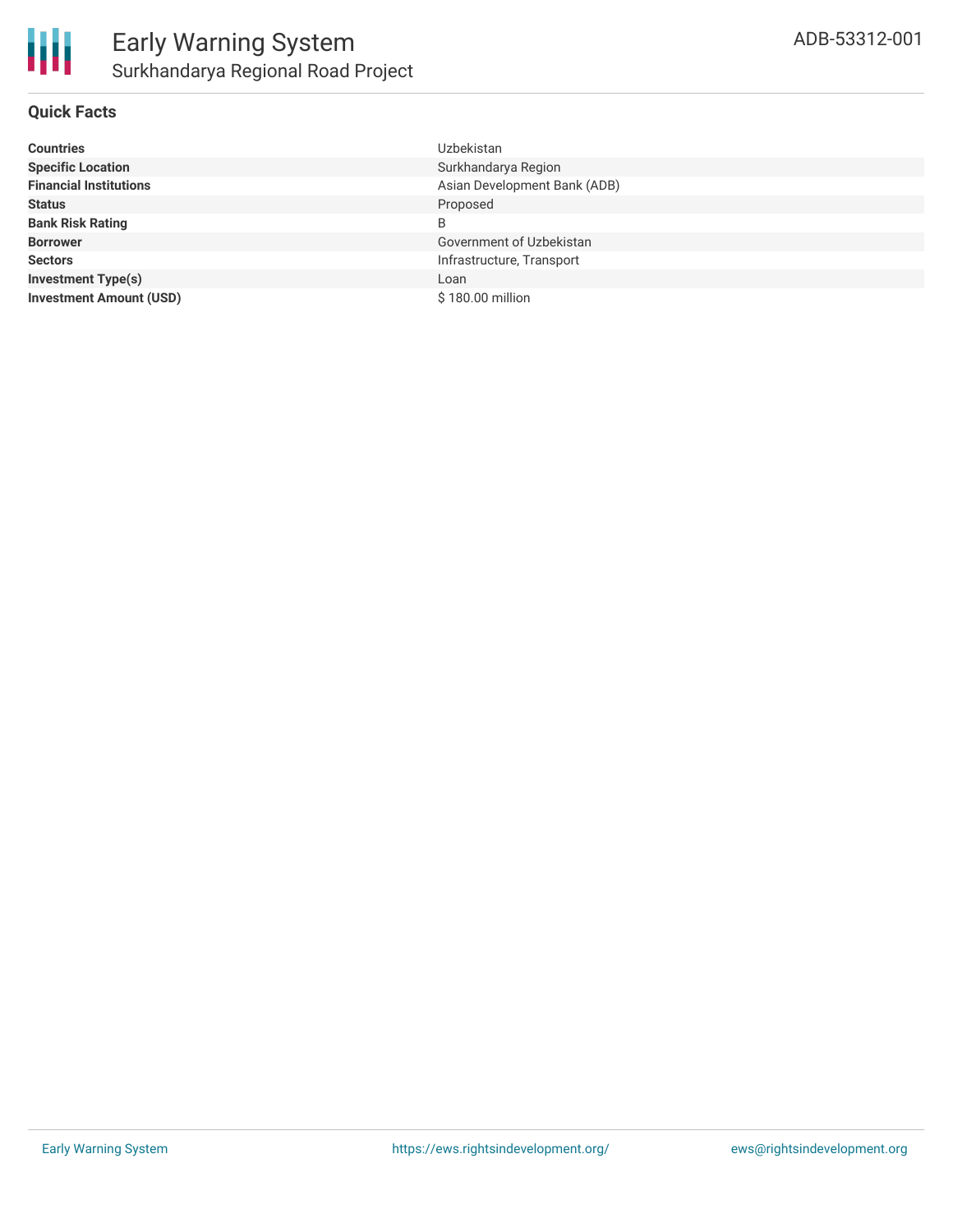## Quick Facts

| | |
|---|---|
| **Countries** | Uzbekistan |
| **Specific Location** | Surkhandarya Region |
| **Financial Institutions** | Asian Development Bank (ADB) |
| **Status** | Proposed |
| **Bank Risk Rating** | B |
| **Borrower** | Government of Uzbekistan |
| **Sectors** | Infrastructure, Transport |
| **Investment Type(s)** | Loan |
| **Investment Amount (USD)** | $ 180.00 million |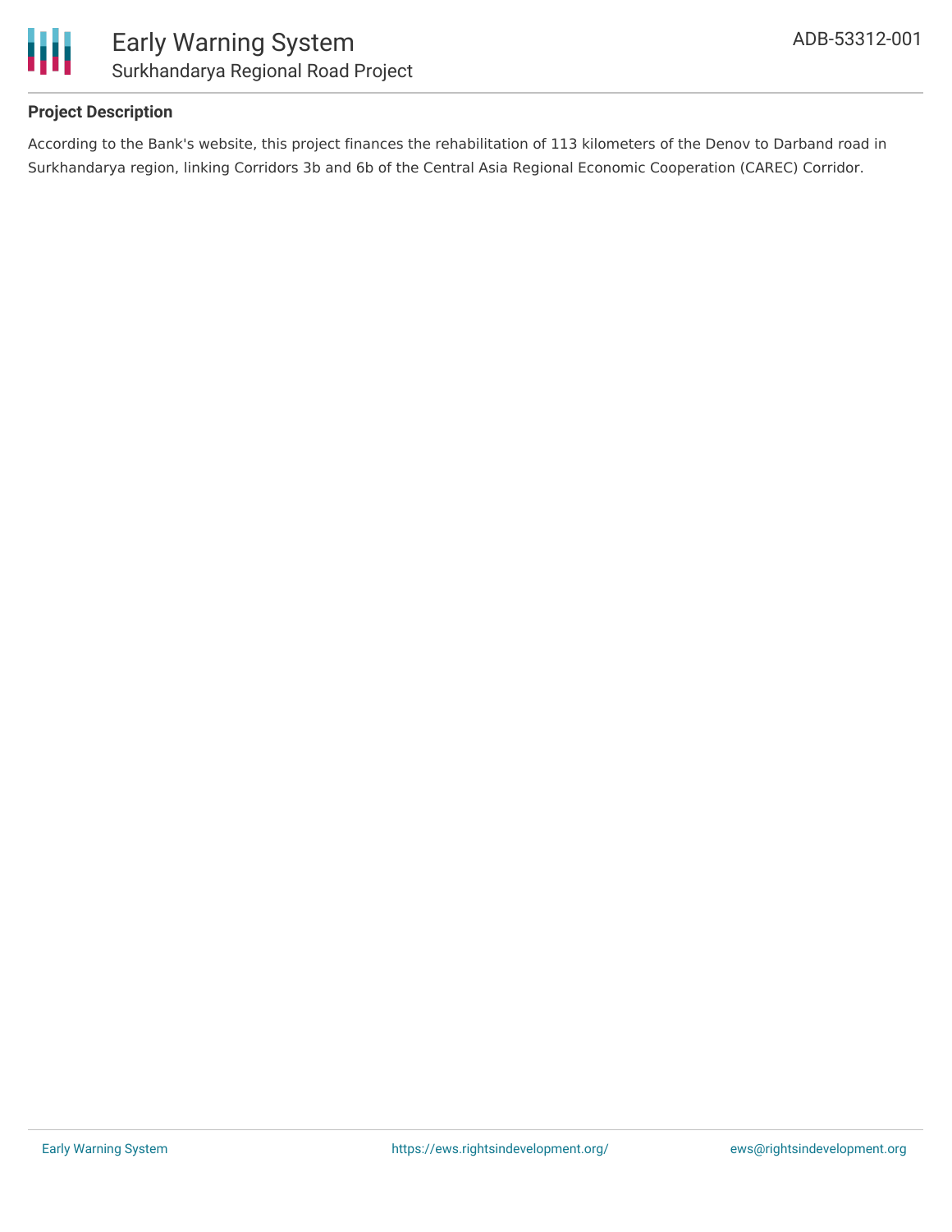**Project Description**

According to the Bank's website, this project finances the rehabilitation of 113 kilometers of the Denov to Darband road in Surkhandarya region, linking Corridors 3b and 6b of the Central Asia Regional Economic Cooperation (CAREC) Corridor.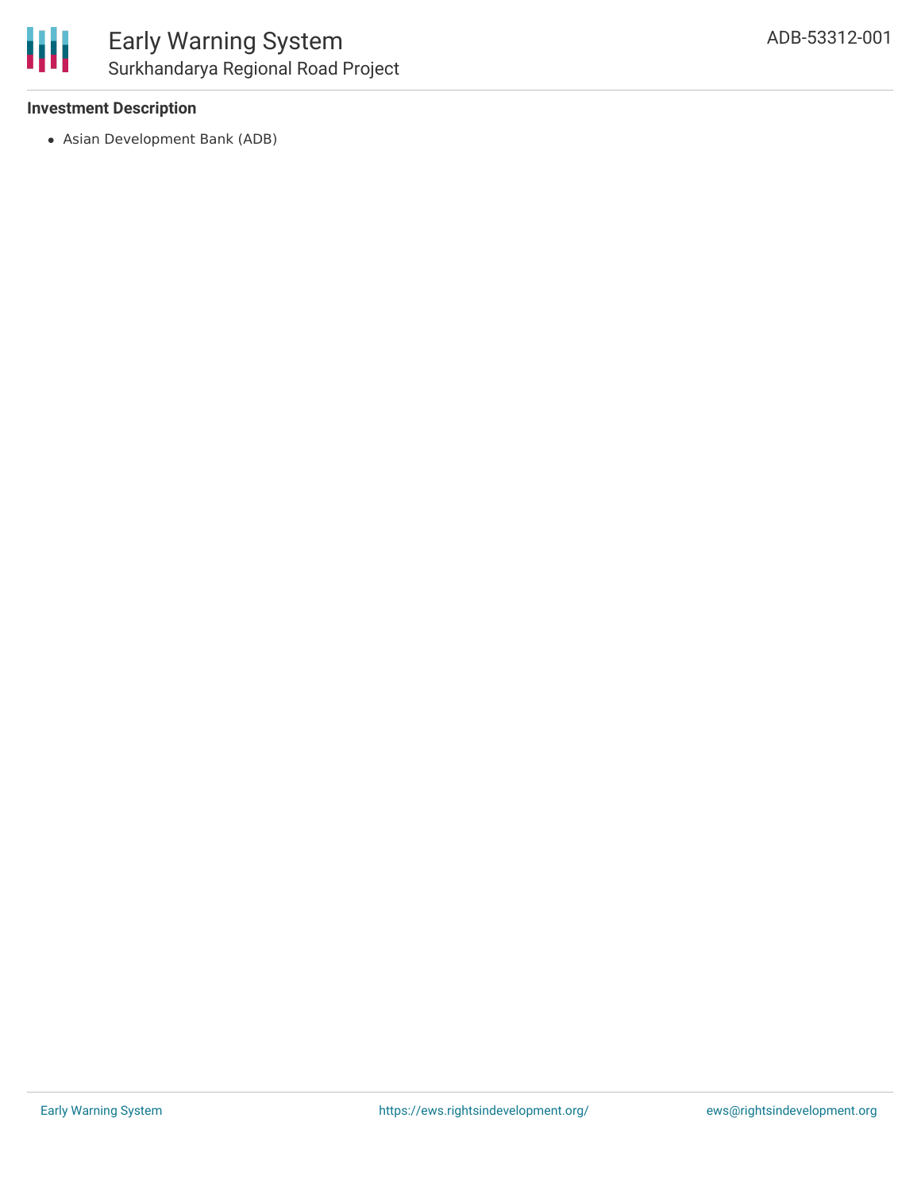**Investment Description**

- Asian Development Bank (ADB)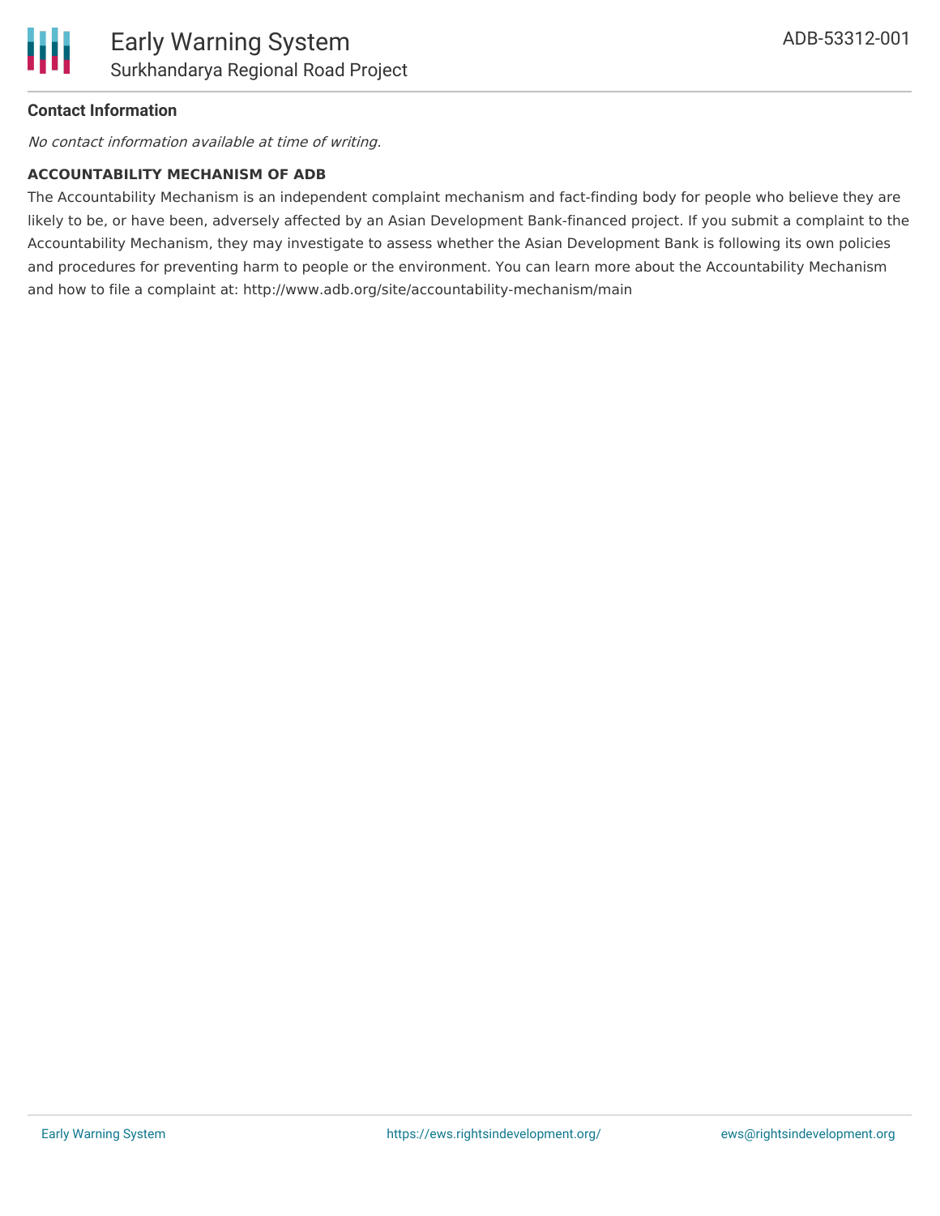**Contact Information**

*No contact information available at time of writing.*

**ACCOUNTABILITY MECHANISM OF ADB**

The Accountability Mechanism is an independent complaint mechanism and fact-finding body for people who believe they are likely to be, or have been, adversely affected by an Asian Development Bank-financed project. If you submit a complaint to the Accountability Mechanism, they may investigate to assess whether the Asian Development Bank is following its own policies and procedures for preventing harm to people or the environment. You can learn more about the Accountability Mechanism and how to file a complaint at: http://www.adb.org/site/accountability-mechanism/main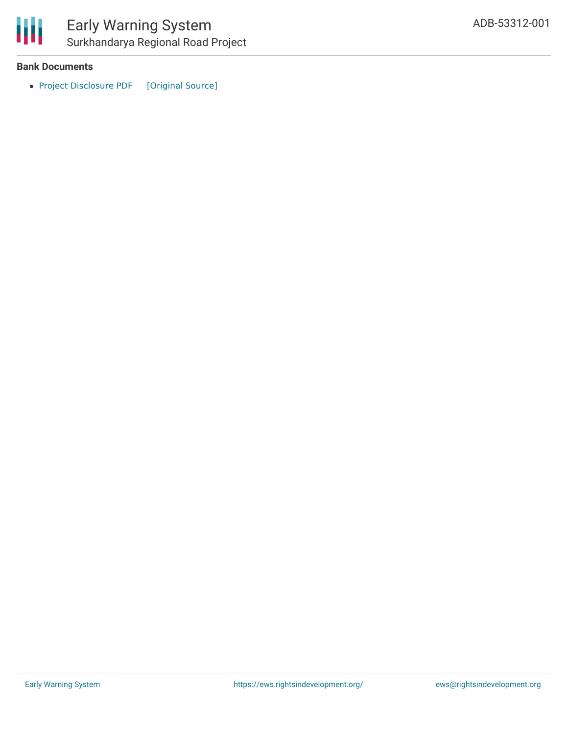## Bank Documents

- Project Disclosure PDF [Original Source]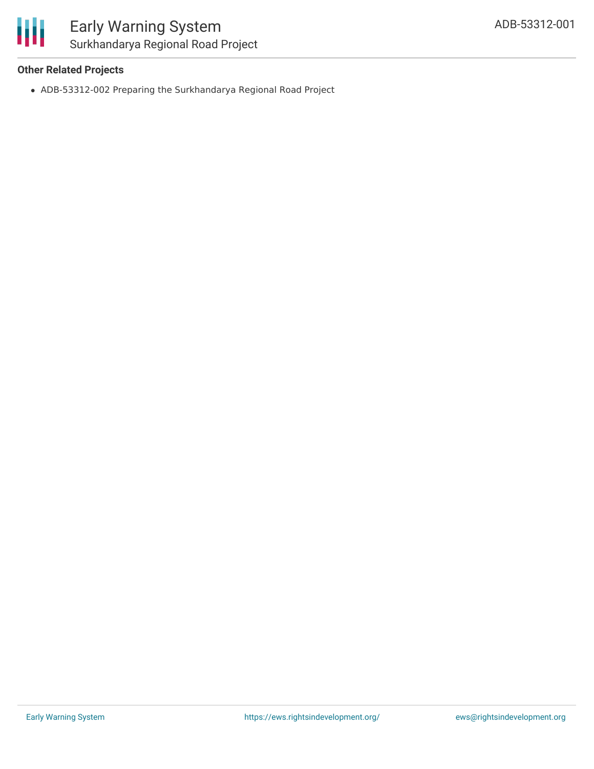### Other Related Projects

- ADB-53312-002 Preparing the Surkhandarya Regional Road Project